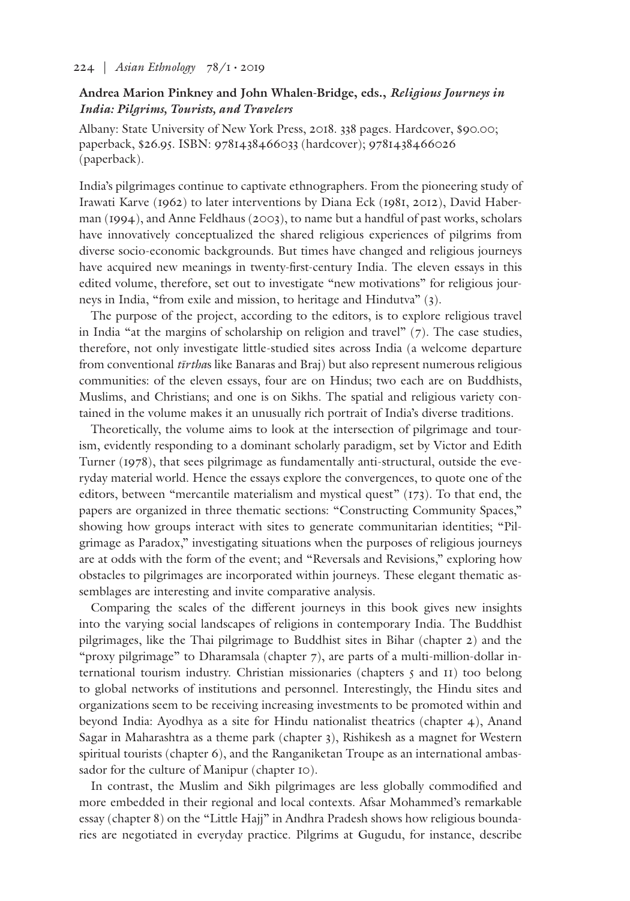**Andrea Marion Pinkney and John Whalen-Bridge, eds.,** ***Religious Journeys in India: Pilgrims, Tourists, and Travelers***

Albany: State University of New York Press, 2018. 338 pages. Hardcover, $90.00; paperback, $26.95. ISBN: 9781438466033 (hardcover); 9781438466026 (paperback).

India's pilgrimages continue to captivate ethnographers. From the pioneering study of Irawati Karve (1962) to later interventions by Diana Eck (1981, 2012), David Haberman (1994), and Anne Feldhaus (2003), to name but a handful of past works, scholars have innovatively conceptualized the shared religious experiences of pilgrims from diverse socio-economic backgrounds. But times have changed and religious journeys have acquired new meanings in twenty-first-century India. The eleven essays in this edited volume, therefore, set out to investigate "new motivations" for religious journeys in India, "from exile and mission, to heritage and Hindutva" (3).

The purpose of the project, according to the editors, is to explore religious travel in India "at the margins of scholarship on religion and travel" (7). The case studies, therefore, not only investigate little-studied sites across India (a welcome departure from conventional *tīrtha*s like Banaras and Braj) but also represent numerous religious communities: of the eleven essays, four are on Hindus; two each are on Buddhists, Muslims, and Christians; and one is on Sikhs. The spatial and religious variety contained in the volume makes it an unusually rich portrait of India's diverse traditions.

Theoretically, the volume aims to look at the intersection of pilgrimage and tourism, evidently responding to a dominant scholarly paradigm, set by Victor and Edith Turner (1978), that sees pilgrimage as fundamentally anti-structural, outside the everyday material world. Hence the essays explore the convergences, to quote one of the editors, between "mercantile materialism and mystical quest" (173). To that end, the papers are organized in three thematic sections: "Constructing Community Spaces," showing how groups interact with sites to generate communitarian identities; "Pilgrimage as Paradox," investigating situations when the purposes of religious journeys are at odds with the form of the event; and "Reversals and Revisions," exploring how obstacles to pilgrimages are incorporated within journeys. These elegant thematic assemblages are interesting and invite comparative analysis.

Comparing the scales of the different journeys in this book gives new insights into the varying social landscapes of religions in contemporary India. The Buddhist pilgrimages, like the Thai pilgrimage to Buddhist sites in Bihar (chapter 2) and the "proxy pilgrimage" to Dharamsala (chapter 7), are parts of a multi-million-dollar international tourism industry. Christian missionaries (chapters 5 and 11) too belong to global networks of institutions and personnel. Interestingly, the Hindu sites and organizations seem to be receiving increasing investments to be promoted within and beyond India: Ayodhya as a site for Hindu nationalist theatrics (chapter 4), Anand Sagar in Maharashtra as a theme park (chapter 3), Rishikesh as a magnet for Western spiritual tourists (chapter 6), and the Ranganiketan Troupe as an international ambassador for the culture of Manipur (chapter 10).

In contrast, the Muslim and Sikh pilgrimages are less globally commodified and more embedded in their regional and local contexts. Afsar Mohammed's remarkable essay (chapter 8) on the "Little Hajj" in Andhra Pradesh shows how religious boundaries are negotiated in everyday practice. Pilgrims at Gugudu, for instance, describe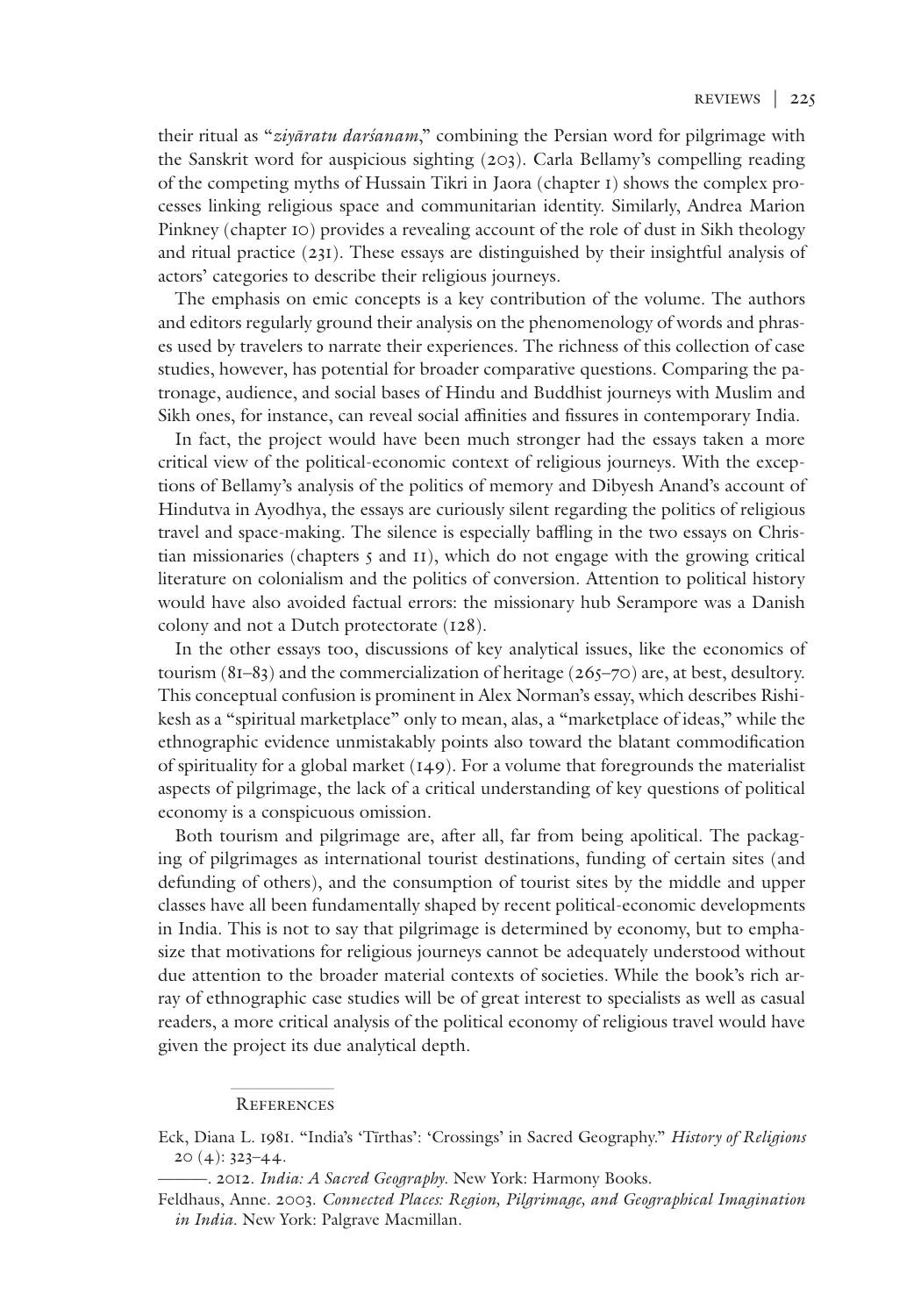their ritual as "*ziyāratu darśanam*," combining the Persian word for pilgrimage with the Sanskrit word for auspicious sighting (203). Carla Bellamy's compelling reading of the competing myths of Hussain Tikri in Jaora (chapter 1) shows the complex processes linking religious space and communitarian identity. Similarly, Andrea Marion Pinkney (chapter 10) provides a revealing account of the role of dust in Sikh theology and ritual practice (231). These essays are distinguished by their insightful analysis of actors' categories to describe their religious journeys.

The emphasis on emic concepts is a key contribution of the volume. The authors and editors regularly ground their analysis on the phenomenology of words and phrases used by travelers to narrate their experiences. The richness of this collection of case studies, however, has potential for broader comparative questions. Comparing the patronage, audience, and social bases of Hindu and Buddhist journeys with Muslim and Sikh ones, for instance, can reveal social affinities and fissures in contemporary India.

In fact, the project would have been much stronger had the essays taken a more critical view of the political-economic context of religious journeys. With the exceptions of Bellamy's analysis of the politics of memory and Dibyesh Anand's account of Hindutva in Ayodhya, the essays are curiously silent regarding the politics of religious travel and space-making. The silence is especially baffling in the two essays on Christian missionaries (chapters 5 and 11), which do not engage with the growing critical literature on colonialism and the politics of conversion. Attention to political history would have also avoided factual errors: the missionary hub Serampore was a Danish colony and not a Dutch protectorate (128).

In the other essays too, discussions of key analytical issues, like the economics of tourism (81–83) and the commercialization of heritage (265–70) are, at best, desultory. This conceptual confusion is prominent in Alex Norman's essay, which describes Rishikesh as a "spiritual marketplace" only to mean, alas, a "marketplace of ideas," while the ethnographic evidence unmistakably points also toward the blatant commodification of spirituality for a global market (149). For a volume that foregrounds the materialist aspects of pilgrimage, the lack of a critical understanding of key questions of political economy is a conspicuous omission.

Both tourism and pilgrimage are, after all, far from being apolitical. The packaging of pilgrimages as international tourist destinations, funding of certain sites (and defunding of others), and the consumption of tourist sites by the middle and upper classes have all been fundamentally shaped by recent political-economic developments in India. This is not to say that pilgrimage is determined by economy, but to emphasize that motivations for religious journeys cannot be adequately understood without due attention to the broader material contexts of societies. While the book's rich array of ethnographic case studies will be of great interest to specialists as well as casual readers, a more critical analysis of the political economy of religious travel would have given the project its due analytical depth.

## References

Eck, Diana L. 1981. "India's 'Tīrthas': 'Crossings' in Sacred Geography." *History of Religions* 20 (4): 323–44.

———. 2012. *India: A Sacred Geography*. New York: Harmony Books.

Feldhaus, Anne. 2003. *Connected Places: Region, Pilgrimage, and Geographical Imagination in India*. New York: Palgrave Macmillan.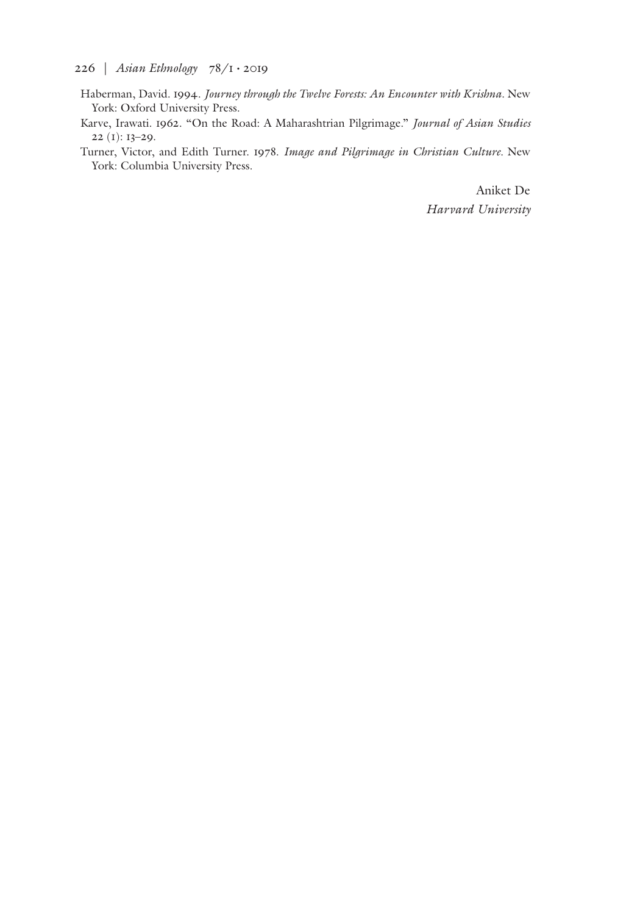Haberman, David. 1994. *Journey through the Twelve Forests: An Encounter with Krishna*. New York: Oxford University Press.

Karve, Irawati. 1962. "On the Road: A Maharashtrian Pilgrimage." *Journal of Asian Studies* 22 (1): 13–29.

Turner, Victor, and Edith Turner. 1978. *Image and Pilgrimage in Christian Culture*. New York: Columbia University Press.

Aniket De
*Harvard University*